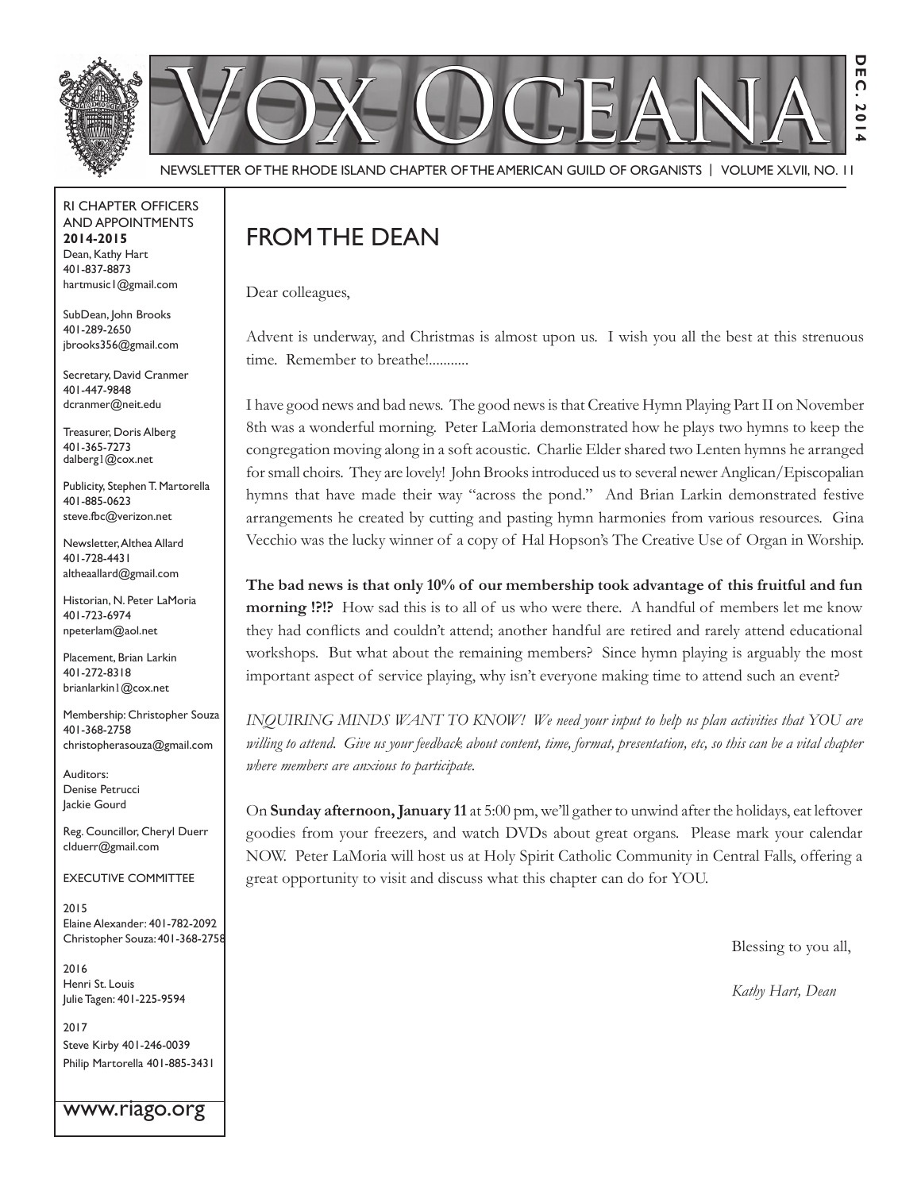# Vox Oceana

NEWSLETTER OF THE RHODE ISLAND CHAPTER OF THE AMERICAN GUILD OF ORGANISTS | VOLUME XLVII, NO. 11

DEC. 2014

RI CHAPTER OFFICERS AND APPOINTMENTS
**2014-2015**

Dean, Kathy Hart
401-837-8873
hartmusic1@gmail.com

SubDean, John Brooks
401-289-2650
jbrooks356@gmail.com

Secretary, David Cranmer
401-447-9848
dcranmer@neit.edu

Treasurer, Doris Alberg
401-365-7273
dalberg1@cox.net

Publicity, Stephen T. Martorella
401-885-0623
steve.fbc@verizon.net

Newsletter, Althea Allard
401-728-4431
altheaallard@gmail.com

Historian, N. Peter LaMoria
401-723-6974
npeterlam@aol.net

Placement, Brian Larkin
401-272-8318
brianlarkin1@cox.net

Membership: Christopher Souza
401-368-2758
christopherasouza@gmail.com

Auditors:
Denise Petrucci
Jackie Gourd

Reg. Councillor, Cheryl Duerr
clduerr@gmail.com

EXECUTIVE COMMITTEE

2015
Elaine Alexander: 401-782-2092
Christopher Souza: 401-368-2758

2016
Henri St. Louis
Julie Tagen: 401-225-9594

2017
Steve Kirby 401-246-0039
Philip Martorella 401-885-3431

www.riago.org

## FROM THE DEAN

Dear colleagues,

Advent is underway, and Christmas is almost upon us. I wish you all the best at this strenuous time. Remember to breathe!...........

I have good news and bad news. The good news is that Creative Hymn Playing Part II on November 8th was a wonderful morning. Peter LaMoria demonstrated how he plays two hymns to keep the congregation moving along in a soft acoustic. Charlie Elder shared two Lenten hymns he arranged for small choirs. They are lovely! John Brooks introduced us to several newer Anglican/Episcopalian hymns that have made their way "across the pond." And Brian Larkin demonstrated festive arrangements he created by cutting and pasting hymn harmonies from various resources. Gina Vecchio was the lucky winner of a copy of Hal Hopson's The Creative Use of Organ in Worship.

**The bad news is that only 10% of our membership took advantage of this fruitful and fun morning !?!?** How sad this is to all of us who were there. A handful of members let me know they had conflicts and couldn't attend; another handful are retired and rarely attend educational workshops. But what about the remaining members? Since hymn playing is arguably the most important aspect of service playing, why isn't everyone making time to attend such an event?

*INQUIRING MINDS WANT TO KNOW! We need your input to help us plan activities that YOU are willing to attend. Give us your feedback about content, time, format, presentation, etc, so this can be a vital chapter where members are anxious to participate.*

On **Sunday afternoon, January 11** at 5:00 pm, we'll gather to unwind after the holidays, eat leftover goodies from your freezers, and watch DVDs about great organs. Please mark your calendar NOW. Peter LaMoria will host us at Holy Spirit Catholic Community in Central Falls, offering a great opportunity to visit and discuss what this chapter can do for YOU.

Blessing to you all,

*Kathy Hart, Dean*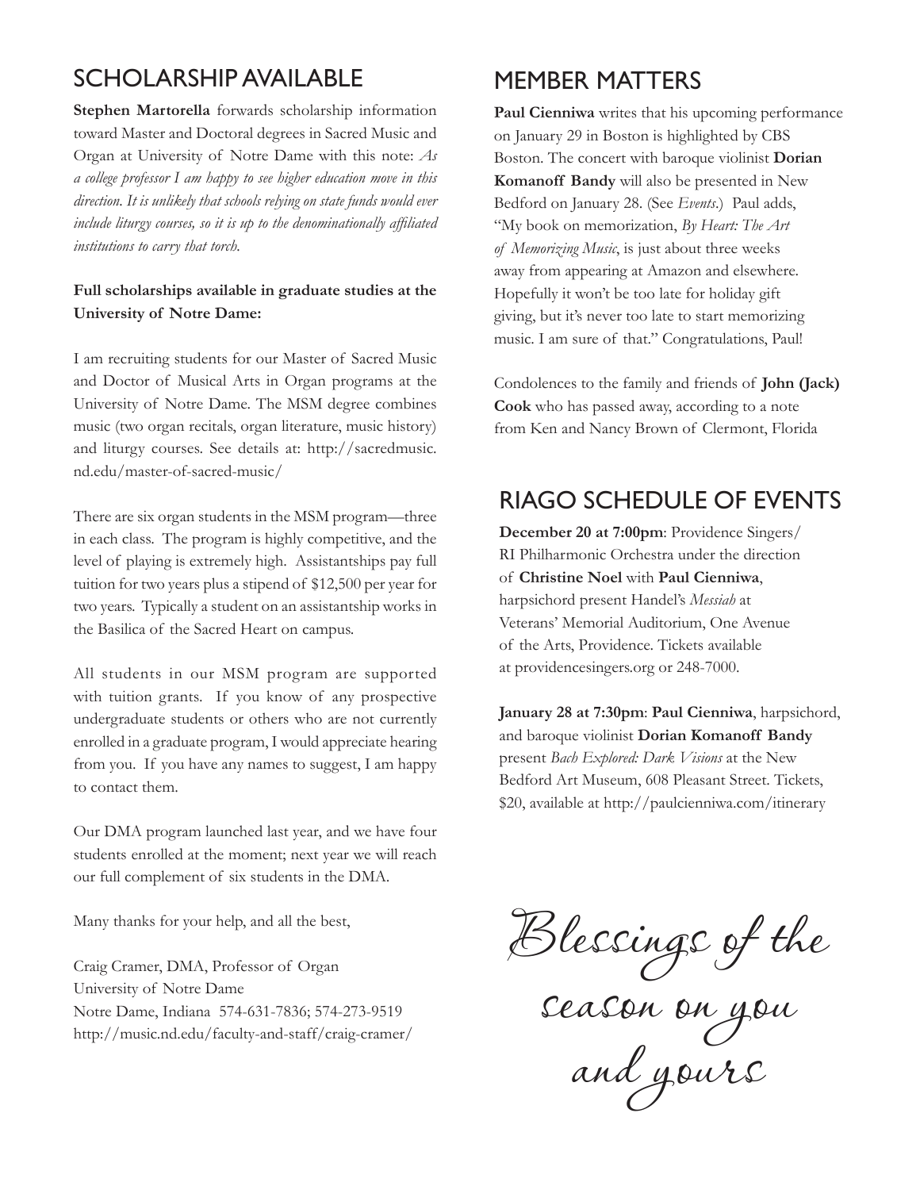## SCHOLARSHIP AVAILABLE

**Stephen Martorella** forwards scholarship information toward Master and Doctoral degrees in Sacred Music and Organ at University of Notre Dame with this note: *As a college professor I am happy to see higher education move in this direction. It is unlikely that schools relying on state funds would ever include liturgy courses, so it is up to the denominationally affiliated institutions to carry that torch.*

**Full scholarships available in graduate studies at the University of Notre Dame:**

I am recruiting students for our Master of Sacred Music and Doctor of Musical Arts in Organ programs at the University of Notre Dame. The MSM degree combines music (two organ recitals, organ literature, music history) and liturgy courses. See details at: http://sacredmusic.nd.edu/master-of-sacred-music/

There are six organ students in the MSM program—three in each class. The program is highly competitive, and the level of playing is extremely high. Assistantships pay full tuition for two years plus a stipend of $12,500 per year for two years. Typically a student on an assistantship works in the Basilica of the Sacred Heart on campus.

All students in our MSM program are supported with tuition grants. If you know of any prospective undergraduate students or others who are not currently enrolled in a graduate program, I would appreciate hearing from you. If you have any names to suggest, I am happy to contact them.

Our DMA program launched last year, and we have four students enrolled at the moment; next year we will reach our full complement of six students in the DMA.

Many thanks for your help, and all the best,

Craig Cramer, DMA, Professor of Organ
University of Notre Dame
Notre Dame, Indiana 574-631-7836; 574-273-9519
http://music.nd.edu/faculty-and-staff/craig-cramer/

## MEMBER MATTERS

**Paul Cienniwa** writes that his upcoming performance on January 29 in Boston is highlighted by CBS Boston. The concert with baroque violinist **Dorian Komanoff Bandy** will also be presented in New Bedford on January 28. (See *Events*.) Paul adds, "My book on memorization, *By Heart: The Art of Memorizing Music*, is just about three weeks away from appearing at Amazon and elsewhere. Hopefully it won't be too late for holiday gift giving, but it's never too late to start memorizing music. I am sure of that." Congratulations, Paul!

Condolences to the family and friends of **John (Jack) Cook** who has passed away, according to a note from Ken and Nancy Brown of Clermont, Florida

## RIAGO SCHEDULE OF EVENTS

**December 20 at 7:00pm**: Providence Singers/ RI Philharmonic Orchestra under the direction of **Christine Noel** with **Paul Cienniwa**, harpsichord present Handel's *Messiah* at Veterans' Memorial Auditorium, One Avenue of the Arts, Providence. Tickets available at providencesingers.org or 248-7000.

**January 28 at 7:30pm**: **Paul Cienniwa**, harpsichord, and baroque violinist **Dorian Komanoff Bandy** present *Bach Explored: Dark Visions* at the New Bedford Art Museum, 608 Pleasant Street. Tickets, $20, available at http://paulcienniwa.com/itinerary

*Blessings of the season on you and yours*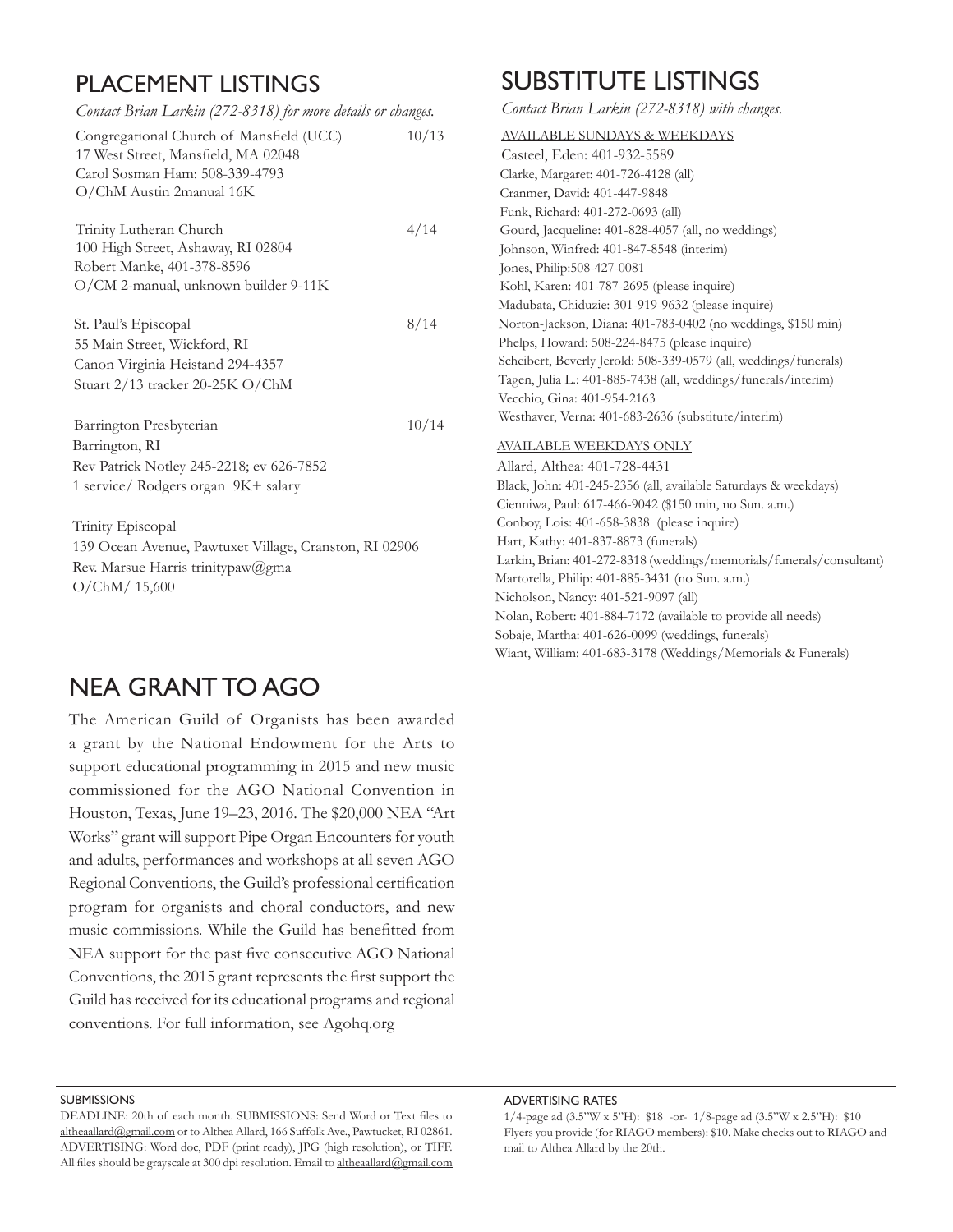## PLACEMENT LISTINGS

*Contact Brian Larkin (272-8318) for more details or changes.*

Congregational Church of Mansfield (UCC) 10/13
17 West Street, Mansfield, MA 02048
Carol Sosman Ham: 508-339-4793
O/ChM Austin 2manual 16K

Trinity Lutheran Church 4/14
100 High Street, Ashaway, RI 02804
Robert Manke, 401-378-8596
O/CM 2-manual, unknown builder 9-11K

St. Paul's Episcopal 8/14
55 Main Street, Wickford, RI
Canon Virginia Heistand 294-4357
Stuart 2/13 tracker 20-25K O/ChM

Barrington Presbyterian 10/14
Barrington, RI
Rev Patrick Notley 245-2218; ev 626-7852
1 service/ Rodgers organ 9K+ salary

Trinity Episcopal
139 Ocean Avenue, Pawtuxet Village, Cranston, RI 02906
Rev. Marsue Harris trinitypaw@gma
O/ChM/ 15,600

## NEA GRANT TO AGO

The American Guild of Organists has been awarded a grant by the National Endowment for the Arts to support educational programming in 2015 and new music commissioned for the AGO National Convention in Houston, Texas, June 19–23, 2016. The $20,000 NEA "Art Works" grant will support Pipe Organ Encounters for youth and adults, performances and workshops at all seven AGO Regional Conventions, the Guild's professional certification program for organists and choral conductors, and new music commissions. While the Guild has benefitted from NEA support for the past five consecutive AGO National Conventions, the 2015 grant represents the first support the Guild has received for its educational programs and regional conventions. For full information, see Agohq.org

## SUBSTITUTE LISTINGS

*Contact Brian Larkin (272-8318) with changes.*

AVAILABLE SUNDAYS & WEEKDAYS

Casteel, Eden: 401-932-5589
Clarke, Margaret: 401-726-4128 (all)
Cranmer, David: 401-447-9848
Funk, Richard: 401-272-0693 (all)
Gourd, Jacqueline: 401-828-4057 (all, no weddings)
Johnson, Winfred: 401-847-8548 (interim)
Jones, Philip:508-427-0081
Kohl, Karen: 401-787-2695 (please inquire)
Madubata, Chiduzie: 301-919-9632 (please inquire)
Norton-Jackson, Diana: 401-783-0402 (no weddings, $150 min)
Phelps, Howard: 508-224-8475 (please inquire)
Scheibert, Beverly Jerold: 508-339-0579 (all, weddings/funerals)
Tagen, Julia L.: 401-885-7438 (all, weddings/funerals/interim)
Vecchio, Gina: 401-954-2163
Westhaver, Verna: 401-683-2636 (substitute/interim)

AVAILABLE WEEKDAYS ONLY

Allard, Althea: 401-728-4431
Black, John: 401-245-2356 (all, available Saturdays & weekdays)
Cienniwa, Paul: 617-466-9042 ($150 min, no Sun. a.m.)
Conboy, Lois: 401-658-3838 (please inquire)
Hart, Kathy: 401-837-8873 (funerals)
Larkin, Brian: 401-272-8318 (weddings/memorials/funerals/consultant)
Martorella, Philip: 401-885-3431 (no Sun. a.m.)
Nicholson, Nancy: 401-521-9097 (all)
Nolan, Robert: 401-884-7172 (available to provide all needs)
Sobaje, Martha: 401-626-0099 (weddings, funerals)
Wiant, William: 401-683-3178 (Weddings/Memorials & Funerals)

SUBMISSIONS

DEADLINE: 20th of each month. SUBMISSIONS: Send Word or Text files to altheaallard@gmail.com or to Althea Allard, 166 Suffolk Ave., Pawtucket, RI 02861. ADVERTISING: Word doc, PDF (print ready), JPG (high resolution), or TIFF. All files should be grayscale at 300 dpi resolution. Email to altheaallard@gmail.com

ADVERTISING RATES

1/4-page ad (3.5"W x 5"H): $18 -or- 1/8-page ad (3.5"W x 2.5"H): $10
Flyers you provide (for RIAGO members): $10. Make checks out to RIAGO and mail to Althea Allard by the 20th.